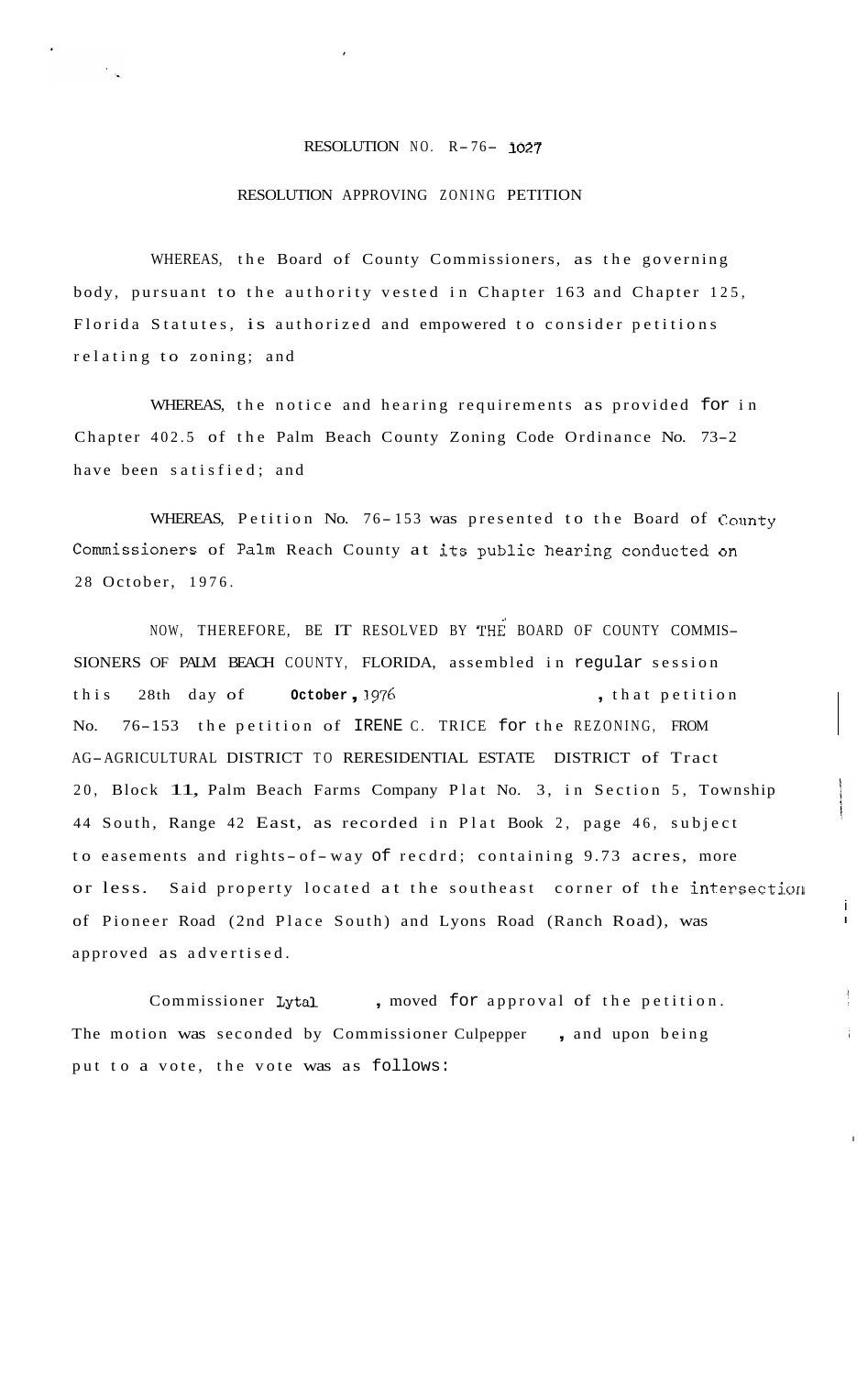RESOLUTION NO. R-76- 1027

RESOLUTION APPROVING ZONING PETITION

WHEREAS, the Board of County Commissioners, as the governing body, pursuant to the authority vested in Chapter 163 and Chapter 125, Florida Statutes, is authorized and empowered to consider petitions relating to zoning; and

WHEREAS, the notice and hearing requirements as provided for in Chapter 402.5 of the Palm Beach County Zoning Code Ordinance No. 73-2 have been satisfied; and

WHEREAS, Petition No. 76-153 was presented to the Board of County Commissioners of Palm Reach County at its public hearing conducted on 28 October, 1976.

NOW, THEREFORE, BE IT RESOLVED BY THE BOARD OF COUNTY COMMISSIONERS OF PALM BEACH COUNTY, FLORIDA, assembled in regular session this 28th day of **October**, 1976, that petition No. 76-153 the petition of IRENE C. TRICE for the REZONING, FROM AG-AGRICULTURAL DISTRICT TO RERESIDENTIAL ESTATE DISTRICT of Tract 20, Block 11, Palm Beach Farms Company Plat No. 3, in Section 5, Township 44 South, Range 42 East, as recorded in Plat Book 2, page 46, subject to easements and rights-of-way of recdrd; containing 9.73 acres, more or less. Said property located at the southeast corner of the intersection of Pioneer Road (2nd Place South) and Lyons Road (Ranch Road), was approved as advertised.

Commissioner Lytal, moved for approval of the petition. The motion was seconded by Commissioner Culpepper, and upon being put to a vote, the vote was as follows: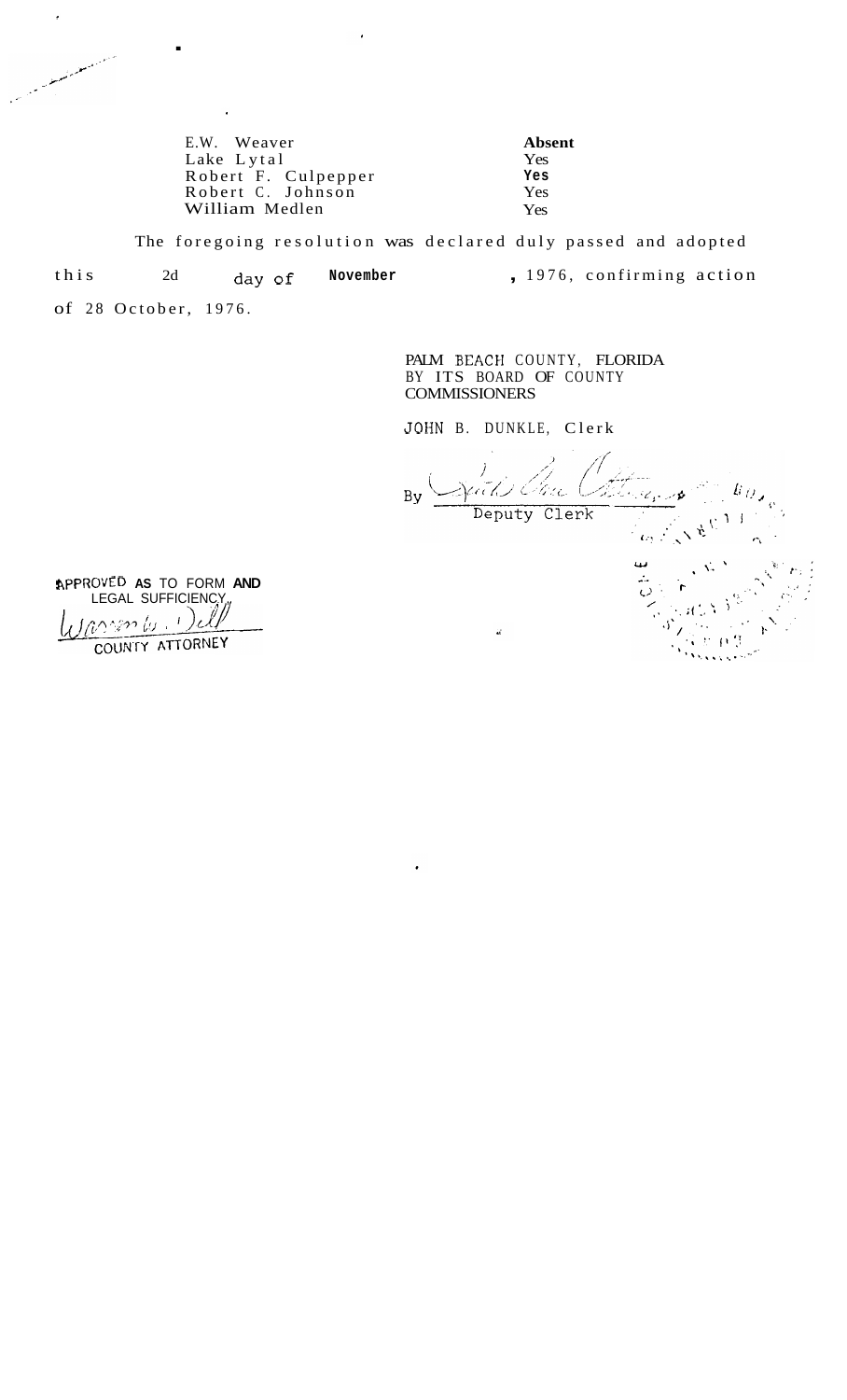| | |
|---|---|
| E.W. Weaver | Absent |
| Lake Lytal | Yes |
| Robert F. Culpepper | Yes |
| Robert C. Johnson | Yes |
| William Medlen | Yes |

The foregoing resolution was declared duly passed and adopted this 2d day of November, 1976, confirming action of 28 October, 1976.

PALM BEACH COUNTY, FLORIDA
BY ITS BOARD OF COUNTY
COMMISSIONERS

JOHN B. DUNKLE, Clerk

By ______________________
Deputy Clerk

APPROVED AS TO FORM AND
LEGAL SUFFICIENCY

______________________
COUNTY ATTORNEY